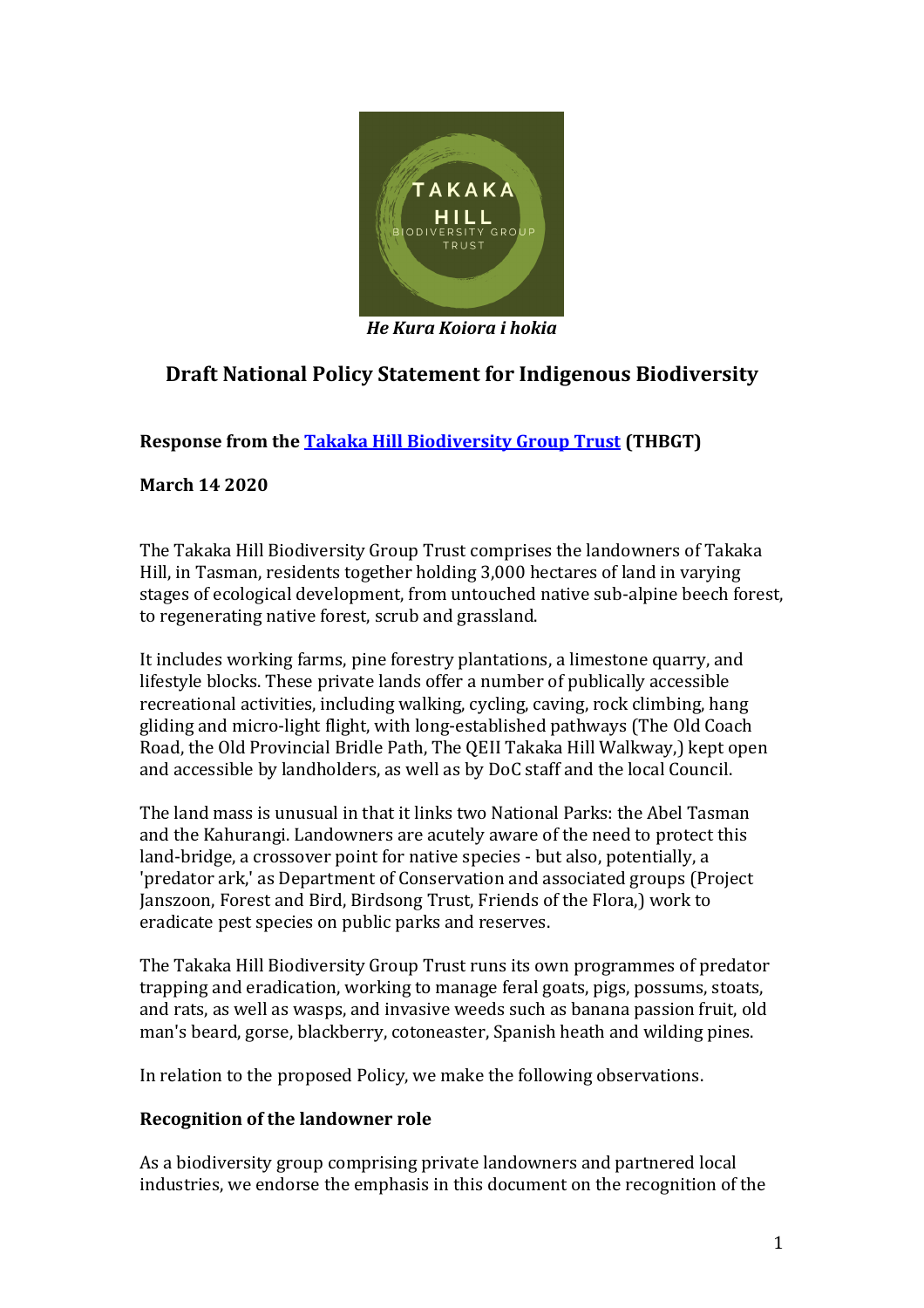TAKAKA HILL BIODIVERSITY GROUP TRUST

*He Kura Koiora i hokia*

# Draft National Policy Statement for Indigenous Biodiversity

**Response from the [Takaka Hill Biodiversity Group Trust](#) (THBGT)**

**March 14 2020**

The Takaka Hill Biodiversity Group Trust comprises the landowners of Takaka Hill, in Tasman, residents together holding 3,000 hectares of land in varying stages of ecological development, from untouched native sub-alpine beech forest, to regenerating native forest, scrub and grassland.

It includes working farms, pine forestry plantations, a limestone quarry, and lifestyle blocks. These private lands offer a number of publically accessible recreational activities, including walking, cycling, caving, rock climbing, hang gliding and micro-light flight, with long-established pathways (The Old Coach Road, the Old Provincial Bridle Path, The QEII Takaka Hill Walkway,) kept open and accessible by landholders, as well as by DoC staff and the local Council.

The land mass is unusual in that it links two National Parks: the Abel Tasman and the Kahurangi. Landowners are acutely aware of the need to protect this land-bridge, a crossover point for native species - but also, potentially, a 'predator ark,' as Department of Conservation and associated groups (Project Janszoon, Forest and Bird, Birdsong Trust, Friends of the Flora,) work to eradicate pest species on public parks and reserves.

The Takaka Hill Biodiversity Group Trust runs its own programmes of predator trapping and eradication, working to manage feral goats, pigs, possums, stoats, and rats, as well as wasps, and invasive weeds such as banana passion fruit, old man's beard, gorse, blackberry, cotoneaster, Spanish heath and wilding pines.

In relation to the proposed Policy, we make the following observations.

**Recognition of the landowner role**

As a biodiversity group comprising private landowners and partnered local industries, we endorse the emphasis in this document on the recognition of the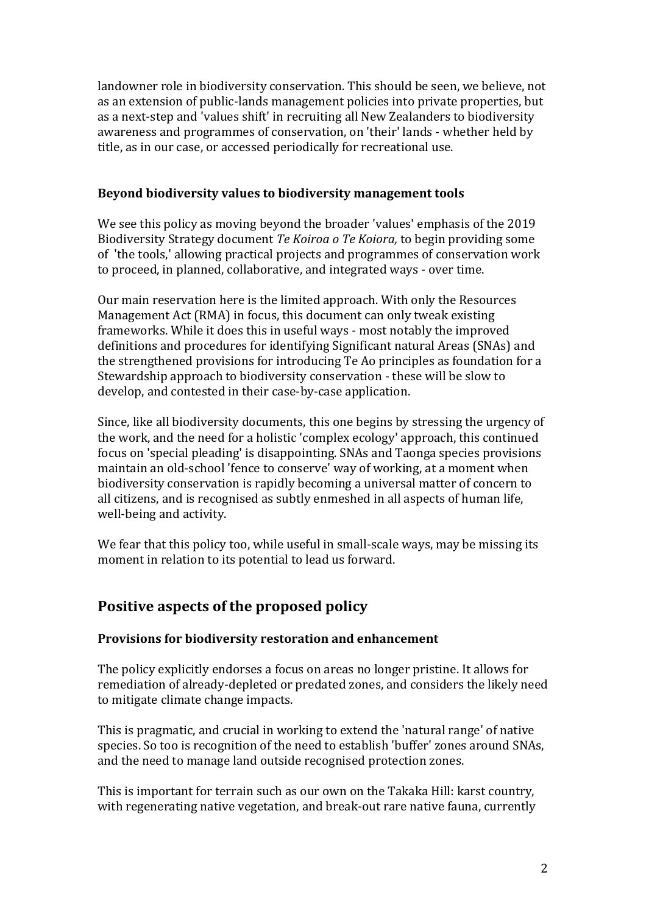landowner role in biodiversity conservation. This should be seen, we believe, not as an extension of public-lands management policies into private properties, but as a next-step and 'values shift' in recruiting all New Zealanders to biodiversity awareness and programmes of conservation, on 'their' lands - whether held by title, as in our case, or accessed periodically for recreational use.

### Beyond biodiversity values to biodiversity management tools

We see this policy as moving beyond the broader 'values' emphasis of the 2019 Biodiversity Strategy document *Te Koiroa o Te Koiora,* to begin providing some of 'the tools,' allowing practical projects and programmes of conservation work to proceed, in planned, collaborative, and integrated ways - over time.

Our main reservation here is the limited approach. With only the Resources Management Act (RMA) in focus, this document can only tweak existing frameworks. While it does this in useful ways - most notably the improved definitions and procedures for identifying Significant natural Areas (SNAs) and the strengthened provisions for introducing Te Ao principles as foundation for a Stewardship approach to biodiversity conservation - these will be slow to develop, and contested in their case-by-case application.

Since, like all biodiversity documents, this one begins by stressing the urgency of the work, and the need for a holistic 'complex ecology' approach, this continued focus on 'special pleading' is disappointing. SNAs and Taonga species provisions maintain an old-school 'fence to conserve' way of working, at a moment when biodiversity conservation is rapidly becoming a universal matter of concern to all citizens, and is recognised as subtly enmeshed in all aspects of human life, well-being and activity.

We fear that this policy too, while useful in small-scale ways, may be missing its moment in relation to its potential to lead us forward.

## Positive aspects of the proposed policy

### Provisions for biodiversity restoration and enhancement

The policy explicitly endorses a focus on areas no longer pristine. It allows for remediation of already-depleted or predated zones, and considers the likely need to mitigate climate change impacts.

This is pragmatic, and crucial in working to extend the 'natural range' of native species. So too is recognition of the need to establish 'buffer' zones around SNAs, and the need to manage land outside recognised protection zones.

This is important for terrain such as our own on the Takaka Hill: karst country, with regenerating native vegetation, and break-out rare native fauna, currently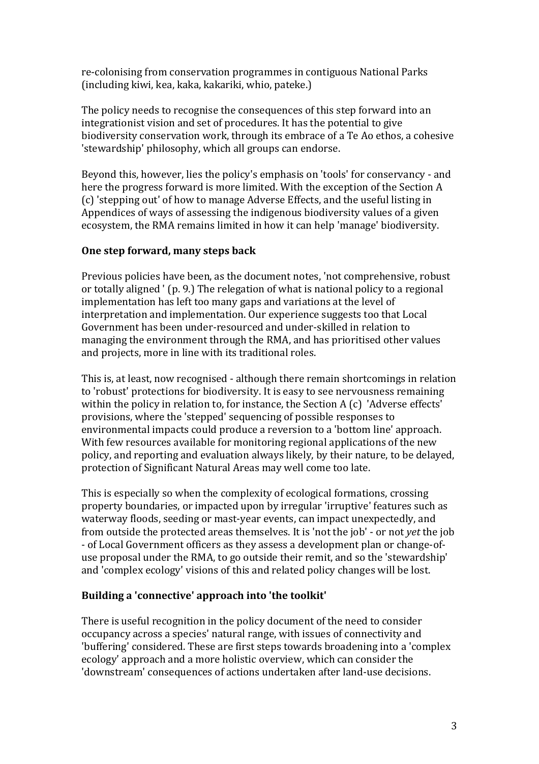re-colonising from conservation programmes in contiguous National Parks (including kiwi, kea, kaka, kakariki, whio, pateke.)

The policy needs to recognise the consequences of this step forward into an integrationist vision and set of procedures. It has the potential to give biodiversity conservation work, through its embrace of a Te Ao ethos, a cohesive 'stewardship' philosophy, which all groups can endorse.

Beyond this, however, lies the policy's emphasis on 'tools' for conservancy - and here the progress forward is more limited. With the exception of the Section A (c) 'stepping out' of how to manage Adverse Effects, and the useful listing in Appendices of ways of assessing the indigenous biodiversity values of a given ecosystem, the RMA remains limited in how it can help 'manage' biodiversity.

**One step forward, many steps back**

Previous policies have been, as the document notes, 'not comprehensive, robust or totally aligned ' (p. 9.) The relegation of what is national policy to a regional implementation has left too many gaps and variations at the level of interpretation and implementation. Our experience suggests too that Local Government has been under-resourced and under-skilled in relation to managing the environment through the RMA, and has prioritised other values and projects, more in line with its traditional roles.

This is, at least, now recognised - although there remain shortcomings in relation to 'robust' protections for biodiversity. It is easy to see nervousness remaining within the policy in relation to, for instance, the Section A (c) 'Adverse effects' provisions, where the 'stepped' sequencing of possible responses to environmental impacts could produce a reversion to a 'bottom line' approach. With few resources available for monitoring regional applications of the new policy, and reporting and evaluation always likely, by their nature, to be delayed, protection of Significant Natural Areas may well come too late.

This is especially so when the complexity of ecological formations, crossing property boundaries, or impacted upon by irregular 'irruptive' features such as waterway floods, seeding or mast-year events, can impact unexpectedly, and from outside the protected areas themselves. It is 'not the job' - or not *yet* the job - of Local Government officers as they assess a development plan or change-of-use proposal under the RMA, to go outside their remit, and so the 'stewardship' and 'complex ecology' visions of this and related policy changes will be lost.

**Building a 'connective' approach into 'the toolkit'**

There is useful recognition in the policy document of the need to consider occupancy across a species' natural range, with issues of connectivity and 'buffering' considered. These are first steps towards broadening into a 'complex ecology' approach and a more holistic overview, which can consider the 'downstream' consequences of actions undertaken after land-use decisions.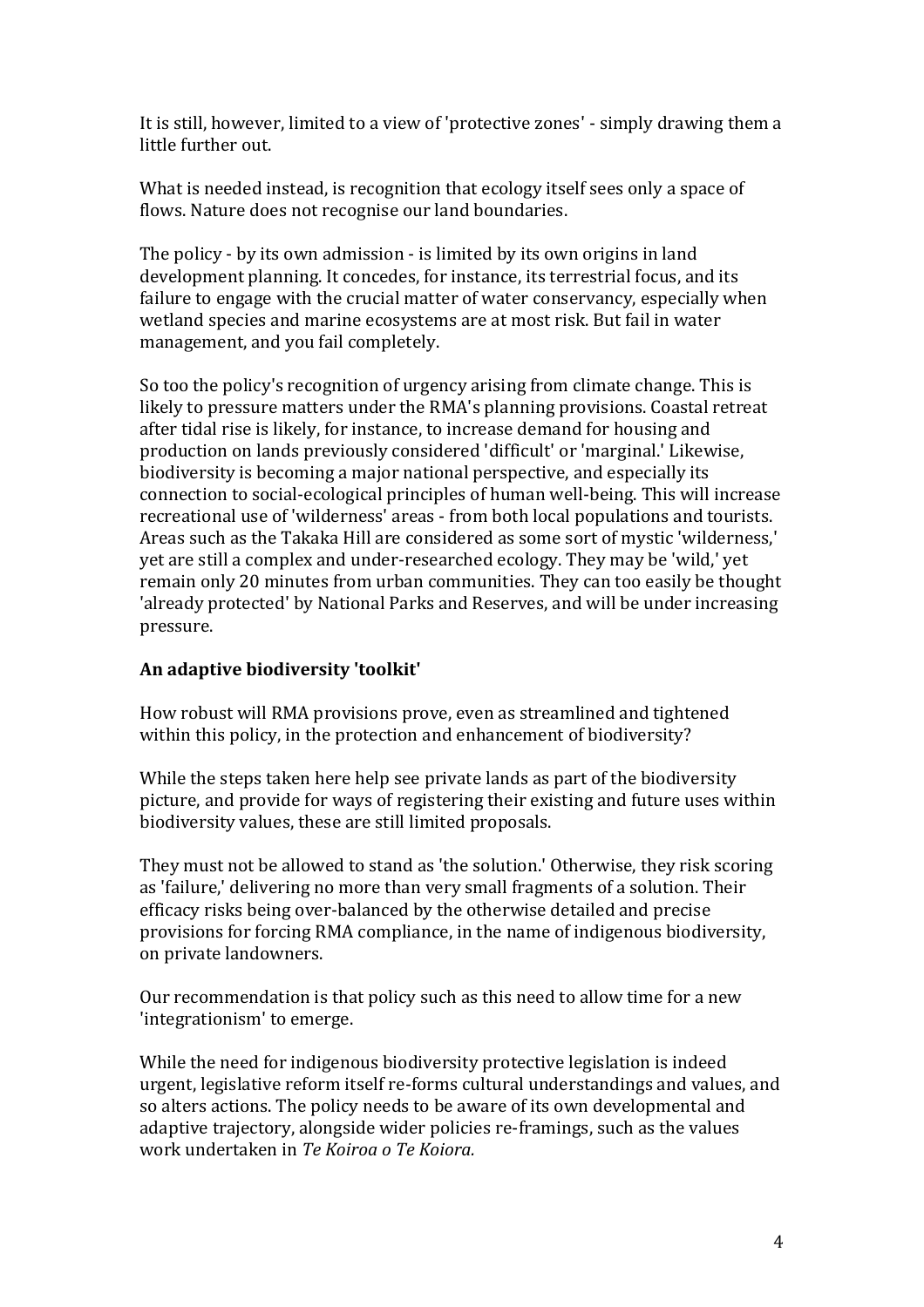It is still, however, limited to a view of 'protective zones' - simply drawing them a little further out.

What is needed instead, is recognition that ecology itself sees only a space of flows. Nature does not recognise our land boundaries.

The policy - by its own admission - is limited by its own origins in land development planning. It concedes, for instance, its terrestrial focus, and its failure to engage with the crucial matter of water conservancy, especially when wetland species and marine ecosystems are at most risk. But fail in water management, and you fail completely.

So too the policy's recognition of urgency arising from climate change. This is likely to pressure matters under the RMA's planning provisions. Coastal retreat after tidal rise is likely, for instance, to increase demand for housing and production on lands previously considered 'difficult' or 'marginal.' Likewise, biodiversity is becoming a major national perspective, and especially its connection to social-ecological principles of human well-being. This will increase recreational use of 'wilderness' areas - from both local populations and tourists. Areas such as the Takaka Hill are considered as some sort of mystic 'wilderness,' yet are still a complex and under-researched ecology. They may be 'wild,' yet remain only 20 minutes from urban communities. They can too easily be thought 'already protected' by National Parks and Reserves, and will be under increasing pressure.

**An adaptive biodiversity 'toolkit'**

How robust will RMA provisions prove, even as streamlined and tightened within this policy, in the protection and enhancement of biodiversity?

While the steps taken here help see private lands as part of the biodiversity picture, and provide for ways of registering their existing and future uses within biodiversity values, these are still limited proposals.

They must not be allowed to stand as 'the solution.' Otherwise, they risk scoring as 'failure,' delivering no more than very small fragments of a solution. Their efficacy risks being over-balanced by the otherwise detailed and precise provisions for forcing RMA compliance, in the name of indigenous biodiversity, on private landowners.

Our recommendation is that policy such as this need to allow time for a new 'integrationism' to emerge.

While the need for indigenous biodiversity protective legislation is indeed urgent, legislative reform itself re-forms cultural understandings and values, and so alters actions. The policy needs to be aware of its own developmental and adaptive trajectory, alongside wider policies re-framings, such as the values work undertaken in *Te Koiroa o Te Koiora.*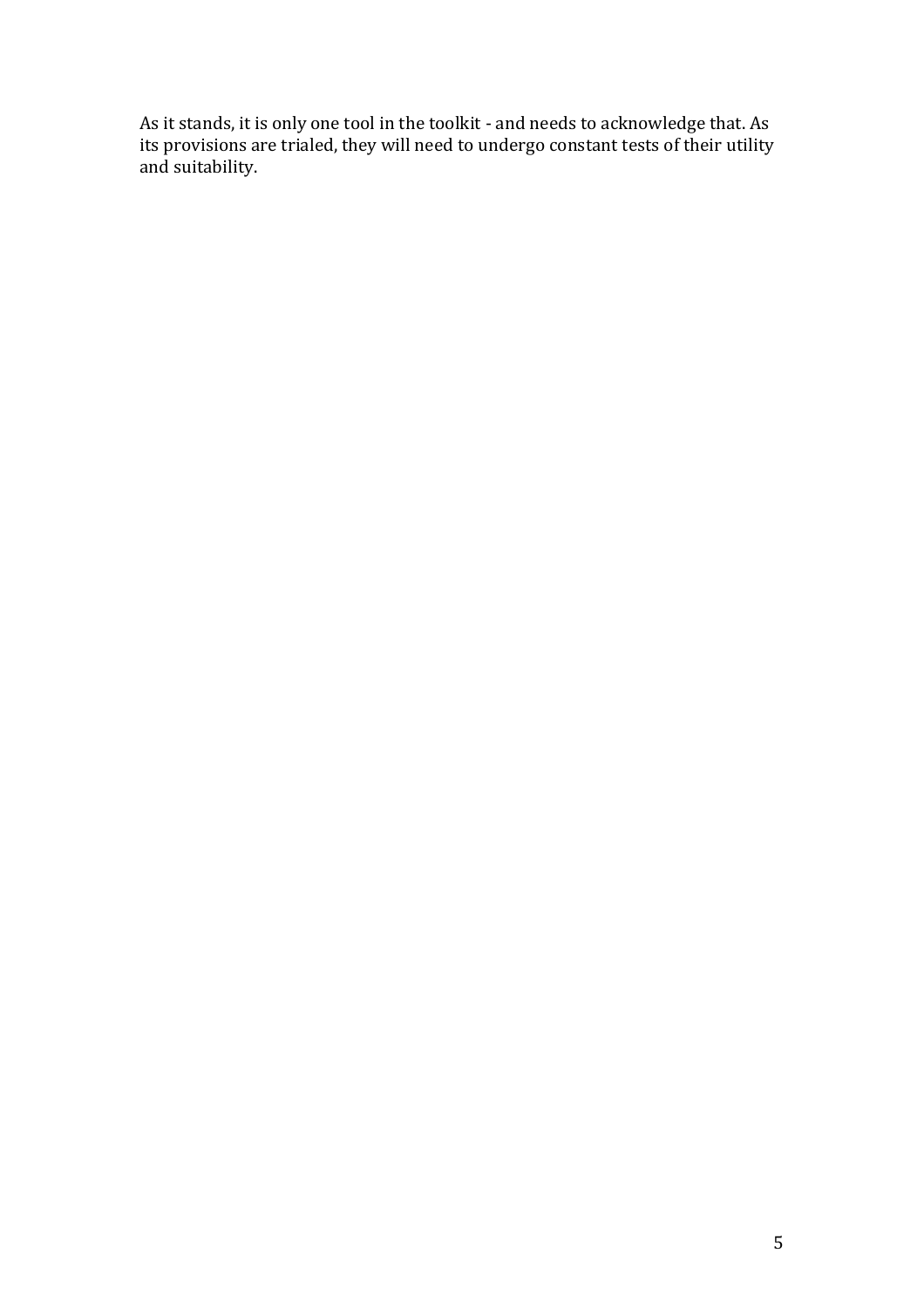As it stands, it is only one tool in the toolkit - and needs to acknowledge that. As its provisions are trialed, they will need to undergo constant tests of their utility and suitability.